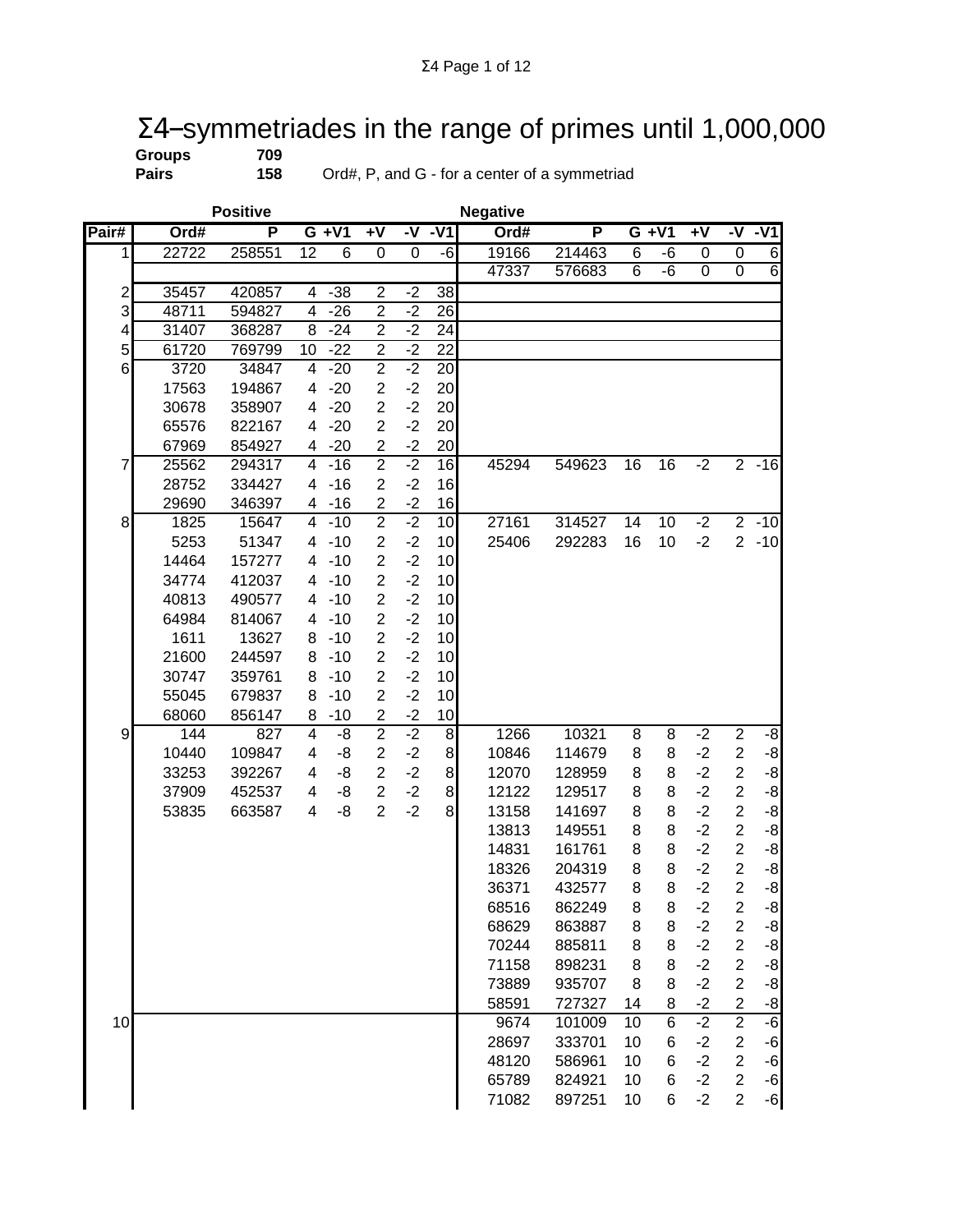# Σ4−symmetriades in the range of primes until 1,000,000

**Groups** 709

**Pairs** 158 Ord#, P, and G - for a center of a symmetriad

| | Positive | | | | | | | Negative | | | | | | |
|---|---|---|---|---|---|---|---|---|---|---|---|---|---|---|
| Pair# | Ord# | P | G | +V1 | +V | -V | -V1 | Ord# | P | G | +V1 | +V | -V | -V1 |
| 1 | 22722 | 258551 | 12 | 6 | 0 | 0 | -6 | 19166 | 214463 | 6 | -6 | 0 | 0 | 6 |
| | | | | | | | | 47337 | 576683 | 6 | -6 | 0 | 0 | 6 |
| 2 | 35457 | 420857 | 4 | -38 | 2 | -2 | 38 | | | | | | | |
| 3 | 48711 | 594827 | 4 | -26 | 2 | -2 | 26 | | | | | | | |
| 4 | 31407 | 368287 | 8 | -24 | 2 | -2 | 24 | | | | | | | |
| 5 | 61720 | 769799 | 10 | -22 | 2 | -2 | 22 | | | | | | | |
| 6 | 3720 | 34847 | 4 | -20 | 2 | -2 | 20 | | | | | | | |
| | 17563 | 194867 | 4 | -20 | 2 | -2 | 20 | | | | | | | |
| | 30678 | 358907 | 4 | -20 | 2 | -2 | 20 | | | | | | | |
| | 65576 | 822167 | 4 | -20 | 2 | -2 | 20 | | | | | | | |
| | 67969 | 854927 | 4 | -20 | 2 | -2 | 20 | | | | | | | |
| 7 | 25562 | 294317 | 4 | -16 | 2 | -2 | 16 | 45294 | 549623 | 16 | 16 | -2 | 2 | -16 |
| | 28752 | 334427 | 4 | -16 | 2 | -2 | 16 | | | | | | | |
| | 29690 | 346397 | 4 | -16 | 2 | -2 | 16 | | | | | | | |
| 8 | 1825 | 15647 | 4 | -10 | 2 | -2 | 10 | 27161 | 314527 | 14 | 10 | -2 | 2 | -10 |
| | 5253 | 51347 | 4 | -10 | 2 | -2 | 10 | 25406 | 292283 | 16 | 10 | -2 | 2 | -10 |
| | 14464 | 157277 | 4 | -10 | 2 | -2 | 10 | | | | | | | |
| | 34774 | 412037 | 4 | -10 | 2 | -2 | 10 | | | | | | | |
| | 40813 | 490577 | 4 | -10 | 2 | -2 | 10 | | | | | | | |
| | 64984 | 814067 | 4 | -10 | 2 | -2 | 10 | | | | | | | |
| | 1611 | 13627 | 8 | -10 | 2 | -2 | 10 | | | | | | | |
| | 21600 | 244597 | 8 | -10 | 2 | -2 | 10 | | | | | | | |
| | 30747 | 359761 | 8 | -10 | 2 | -2 | 10 | | | | | | | |
| | 55045 | 679837 | 8 | -10 | 2 | -2 | 10 | | | | | | | |
| | 68060 | 856147 | 8 | -10 | 2 | -2 | 10 | | | | | | | |
| 9 | 144 | 827 | 4 | -8 | 2 | -2 | 8 | 1266 | 10321 | 8 | 8 | -2 | 2 | -8 |
| | 10440 | 109847 | 4 | -8 | 2 | -2 | 8 | 10846 | 114679 | 8 | 8 | -2 | 2 | -8 |
| | 33253 | 392267 | 4 | -8 | 2 | -2 | 8 | 12070 | 128959 | 8 | 8 | -2 | 2 | -8 |
| | 37909 | 452537 | 4 | -8 | 2 | -2 | 8 | 12122 | 129517 | 8 | 8 | -2 | 2 | -8 |
| | 53835 | 663587 | 4 | -8 | 2 | -2 | 8 | 13158 | 141697 | 8 | 8 | -2 | 2 | -8 |
| | | | | | | | | 13813 | 149551 | 8 | 8 | -2 | 2 | -8 |
| | | | | | | | | 14831 | 161761 | 8 | 8 | -2 | 2 | -8 |
| | | | | | | | | 18326 | 204319 | 8 | 8 | -2 | 2 | -8 |
| | | | | | | | | 36371 | 432577 | 8 | 8 | -2 | 2 | -8 |
| | | | | | | | | 68516 | 862249 | 8 | 8 | -2 | 2 | -8 |
| | | | | | | | | 68629 | 863887 | 8 | 8 | -2 | 2 | -8 |
| | | | | | | | | 70244 | 885811 | 8 | 8 | -2 | 2 | -8 |
| | | | | | | | | 71158 | 898231 | 8 | 8 | -2 | 2 | -8 |
| | | | | | | | | 73889 | 935707 | 8 | 8 | -2 | 2 | -8 |
| | | | | | | | | 58591 | 727327 | 14 | 8 | -2 | 2 | -8 |
| 10 | | | | | | | | 9674 | 101009 | 10 | 6 | -2 | 2 | -6 |
| | | | | | | | | 28697 | 333701 | 10 | 6 | -2 | 2 | -6 |
| | | | | | | | | 48120 | 586961 | 10 | 6 | -2 | 2 | -6 |
| | | | | | | | | 65789 | 824921 | 10 | 6 | -2 | 2 | -6 |
| | | | | | | | | 71082 | 897251 | 10 | 6 | -2 | 2 | -6 |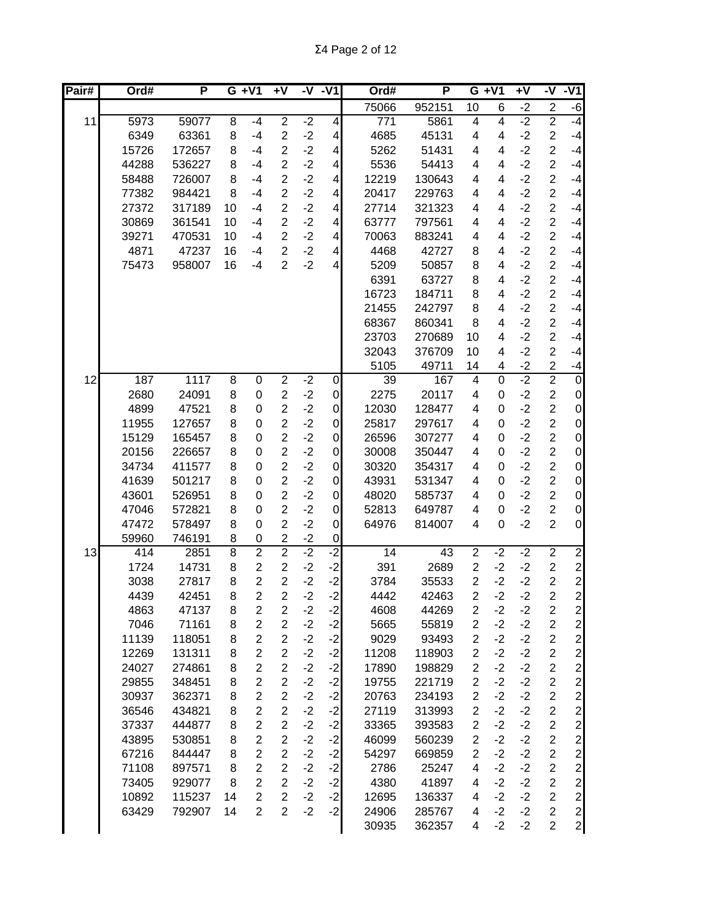| Pair# | Ord# | P | G | +V1 | +V | -V | -V1 | Ord# | P | G | +V1 | +V | -V | -V1 |
|---|---|---|---|---|---|---|---|---|---|---|---|---|---|---|
| | | | | | | | | 75066 | 952151 | 10 | 6 | -2 | 2 | -6 |
| 11 | 5973 | 59077 | 8 | -4 | 2 | -2 | 4 | 771 | 5861 | 4 | 4 | -2 | 2 | -4 |
| | 6349 | 63361 | 8 | -4 | 2 | -2 | 4 | 4685 | 45131 | 4 | 4 | -2 | 2 | -4 |
| | 15726 | 172657 | 8 | -4 | 2 | -2 | 4 | 5262 | 51431 | 4 | 4 | -2 | 2 | -4 |
| | 44288 | 536227 | 8 | -4 | 2 | -2 | 4 | 5536 | 54413 | 4 | 4 | -2 | 2 | -4 |
| | 58488 | 726007 | 8 | -4 | 2 | -2 | 4 | 12219 | 130643 | 4 | 4 | -2 | 2 | -4 |
| | 77382 | 984421 | 8 | -4 | 2 | -2 | 4 | 20417 | 229763 | 4 | 4 | -2 | 2 | -4 |
| | 27372 | 317189 | 10 | -4 | 2 | -2 | 4 | 27714 | 321323 | 4 | 4 | -2 | 2 | -4 |
| | 30869 | 361541 | 10 | -4 | 2 | -2 | 4 | 63777 | 797561 | 4 | 4 | -2 | 2 | -4 |
| | 39271 | 470531 | 10 | -4 | 2 | -2 | 4 | 70063 | 883241 | 4 | 4 | -2 | 2 | -4 |
| | 4871 | 47237 | 16 | -4 | 2 | -2 | 4 | 4468 | 42727 | 8 | 4 | -2 | 2 | -4 |
| | 75473 | 958007 | 16 | -4 | 2 | -2 | 4 | 5209 | 50857 | 8 | 4 | -2 | 2 | -4 |
| | | | | | | | | 6391 | 63727 | 8 | 4 | -2 | 2 | -4 |
| | | | | | | | | 16723 | 184711 | 8 | 4 | -2 | 2 | -4 |
| | | | | | | | | 21455 | 242797 | 8 | 4 | -2 | 2 | -4 |
| | | | | | | | | 68367 | 860341 | 8 | 4 | -2 | 2 | -4 |
| | | | | | | | | 23703 | 270689 | 10 | 4 | -2 | 2 | -4 |
| | | | | | | | | 32043 | 376709 | 10 | 4 | -2 | 2 | -4 |
| | | | | | | | | 5105 | 49711 | 14 | 4 | -2 | 2 | -4 |
| 12 | 187 | 1117 | 8 | 0 | 2 | -2 | 0 | 39 | 167 | 4 | 0 | -2 | 2 | 0 |
| | 2680 | 24091 | 8 | 0 | 2 | -2 | 0 | 2275 | 20117 | 4 | 0 | -2 | 2 | 0 |
| | 4899 | 47521 | 8 | 0 | 2 | -2 | 0 | 12030 | 128477 | 4 | 0 | -2 | 2 | 0 |
| | 11955 | 127657 | 8 | 0 | 2 | -2 | 0 | 25817 | 297617 | 4 | 0 | -2 | 2 | 0 |
| | 15129 | 165457 | 8 | 0 | 2 | -2 | 0 | 26596 | 307277 | 4 | 0 | -2 | 2 | 0 |
| | 20156 | 226657 | 8 | 0 | 2 | -2 | 0 | 30008 | 350447 | 4 | 0 | -2 | 2 | 0 |
| | 34734 | 411577 | 8 | 0 | 2 | -2 | 0 | 30320 | 354317 | 4 | 0 | -2 | 2 | 0 |
| | 41639 | 501217 | 8 | 0 | 2 | -2 | 0 | 43931 | 531347 | 4 | 0 | -2 | 2 | 0 |
| | 43601 | 526951 | 8 | 0 | 2 | -2 | 0 | 48020 | 585737 | 4 | 0 | -2 | 2 | 0 |
| | 47046 | 572821 | 8 | 0 | 2 | -2 | 0 | 52813 | 649787 | 4 | 0 | -2 | 2 | 0 |
| | 47472 | 578497 | 8 | 0 | 2 | -2 | 0 | 64976 | 814007 | 4 | 0 | -2 | 2 | 0 |
| | 59960 | 746191 | 8 | 0 | 2 | -2 | 0 | | | | | | | |
| 13 | 414 | 2851 | 8 | 2 | 2 | -2 | -2 | 14 | 43 | 2 | -2 | -2 | 2 | 2 |
| | 1724 | 14731 | 8 | 2 | 2 | -2 | -2 | 391 | 2689 | 2 | -2 | -2 | 2 | 2 |
| | 3038 | 27817 | 8 | 2 | 2 | -2 | -2 | 3784 | 35533 | 2 | -2 | -2 | 2 | 2 |
| | 4439 | 42451 | 8 | 2 | 2 | -2 | -2 | 4442 | 42463 | 2 | -2 | -2 | 2 | 2 |
| | 4863 | 47137 | 8 | 2 | 2 | -2 | -2 | 4608 | 44269 | 2 | -2 | -2 | 2 | 2 |
| | 7046 | 71161 | 8 | 2 | 2 | -2 | -2 | 5665 | 55819 | 2 | -2 | -2 | 2 | 2 |
| | 11139 | 118051 | 8 | 2 | 2 | -2 | -2 | 9029 | 93493 | 2 | -2 | -2 | 2 | 2 |
| | 12269 | 131311 | 8 | 2 | 2 | -2 | -2 | 11208 | 118903 | 2 | -2 | -2 | 2 | 2 |
| | 24027 | 274861 | 8 | 2 | 2 | -2 | -2 | 17890 | 198829 | 2 | -2 | -2 | 2 | 2 |
| | 29855 | 348451 | 8 | 2 | 2 | -2 | -2 | 19755 | 221719 | 2 | -2 | -2 | 2 | 2 |
| | 30937 | 362371 | 8 | 2 | 2 | -2 | -2 | 20763 | 234193 | 2 | -2 | -2 | 2 | 2 |
| | 36546 | 434821 | 8 | 2 | 2 | -2 | -2 | 27119 | 313993 | 2 | -2 | -2 | 2 | 2 |
| | 37337 | 444877 | 8 | 2 | 2 | -2 | -2 | 33365 | 393583 | 2 | -2 | -2 | 2 | 2 |
| | 43895 | 530851 | 8 | 2 | 2 | -2 | -2 | 46099 | 560239 | 2 | -2 | -2 | 2 | 2 |
| | 67216 | 844447 | 8 | 2 | 2 | -2 | -2 | 54297 | 669859 | 2 | -2 | -2 | 2 | 2 |
| | 71108 | 897571 | 8 | 2 | 2 | -2 | -2 | 2786 | 25247 | 4 | -2 | -2 | 2 | 2 |
| | 73405 | 929077 | 8 | 2 | 2 | -2 | -2 | 4380 | 41897 | 4 | -2 | -2 | 2 | 2 |
| | 10892 | 115237 | 14 | 2 | 2 | -2 | -2 | 12695 | 136337 | 4 | -2 | -2 | 2 | 2 |
| | 63429 | 792907 | 14 | 2 | 2 | -2 | -2 | 24906 | 285767 | 4 | -2 | -2 | 2 | 2 |
| | | | | | | | | 30935 | 362357 | 4 | -2 | -2 | 2 | 2 |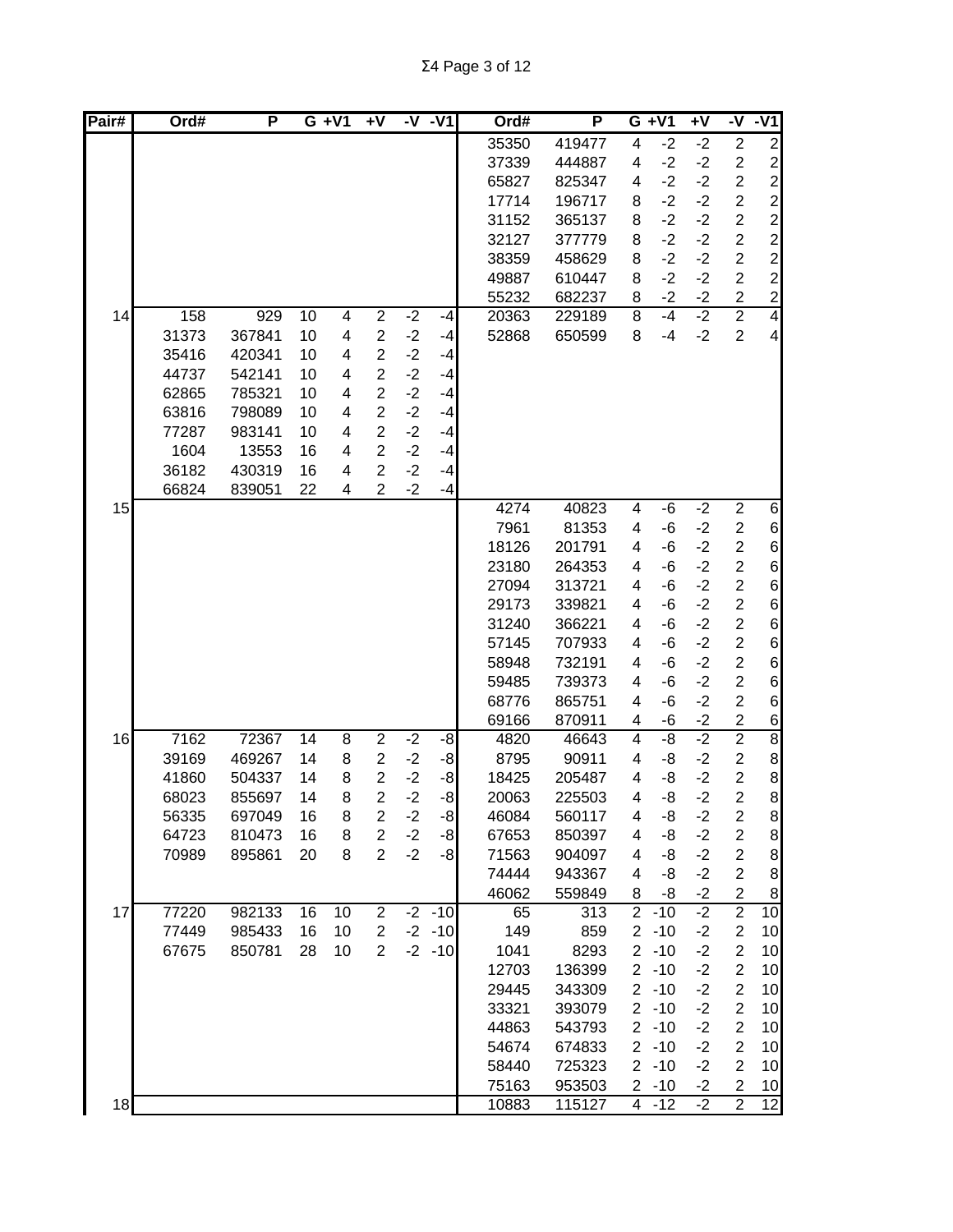| Pair# | Ord# | P | G | +V1 | +V | -V | -V1 | Ord# | P | G | +V1 | +V | -V | -V1 |
|---|---|---|---|---|---|---|---|---|---|---|---|---|---|---|
| | | | | | | | | 35350 | 419477 | 4 | -2 | -2 | 2 | 2 |
| | | | | | | | | 37339 | 444887 | 4 | -2 | -2 | 2 | 2 |
| | | | | | | | | 65827 | 825347 | 4 | -2 | -2 | 2 | 2 |
| | | | | | | | | 17714 | 196717 | 8 | -2 | -2 | 2 | 2 |
| | | | | | | | | 31152 | 365137 | 8 | -2 | -2 | 2 | 2 |
| | | | | | | | | 32127 | 377779 | 8 | -2 | -2 | 2 | 2 |
| | | | | | | | | 38359 | 458629 | 8 | -2 | -2 | 2 | 2 |
| | | | | | | | | 49887 | 610447 | 8 | -2 | -2 | 2 | 2 |
| | | | | | | | | 55232 | 682237 | 8 | -2 | -2 | 2 | 2 |
| 14 | 158 | 929 | 10 | 4 | 2 | -2 | -4 | 20363 | 229189 | 8 | -4 | -2 | 2 | 4 |
| | 31373 | 367841 | 10 | 4 | 2 | -2 | -4 | 52868 | 650599 | 8 | -4 | -2 | 2 | 4 |
| | 35416 | 420341 | 10 | 4 | 2 | -2 | -4 | | | | | | | |
| | 44737 | 542141 | 10 | 4 | 2 | -2 | -4 | | | | | | | |
| | 62865 | 785321 | 10 | 4 | 2 | -2 | -4 | | | | | | | |
| | 63816 | 798089 | 10 | 4 | 2 | -2 | -4 | | | | | | | |
| | 77287 | 983141 | 10 | 4 | 2 | -2 | -4 | | | | | | | |
| | 1604 | 13553 | 16 | 4 | 2 | -2 | -4 | | | | | | | |
| | 36182 | 430319 | 16 | 4 | 2 | -2 | -4 | | | | | | | |
| | 66824 | 839051 | 22 | 4 | 2 | -2 | -4 | | | | | | | |
| 15 | | | | | | | | 4274 | 40823 | 4 | -6 | -2 | 2 | 6 |
| | | | | | | | | 7961 | 81353 | 4 | -6 | -2 | 2 | 6 |
| | | | | | | | | 18126 | 201791 | 4 | -6 | -2 | 2 | 6 |
| | | | | | | | | 23180 | 264353 | 4 | -6 | -2 | 2 | 6 |
| | | | | | | | | 27094 | 313721 | 4 | -6 | -2 | 2 | 6 |
| | | | | | | | | 29173 | 339821 | 4 | -6 | -2 | 2 | 6 |
| | | | | | | | | 31240 | 366221 | 4 | -6 | -2 | 2 | 6 |
| | | | | | | | | 57145 | 707933 | 4 | -6 | -2 | 2 | 6 |
| | | | | | | | | 58948 | 732191 | 4 | -6 | -2 | 2 | 6 |
| | | | | | | | | 59485 | 739373 | 4 | -6 | -2 | 2 | 6 |
| | | | | | | | | 68776 | 865751 | 4 | -6 | -2 | 2 | 6 |
| | | | | | | | | 69166 | 870911 | 4 | -6 | -2 | 2 | 6 |
| 16 | 7162 | 72367 | 14 | 8 | 2 | -2 | -8 | 4820 | 46643 | 4 | -8 | -2 | 2 | 8 |
| | 39169 | 469267 | 14 | 8 | 2 | -2 | -8 | 8795 | 90911 | 4 | -8 | -2 | 2 | 8 |
| | 41860 | 504337 | 14 | 8 | 2 | -2 | -8 | 18425 | 205487 | 4 | -8 | -2 | 2 | 8 |
| | 68023 | 855697 | 14 | 8 | 2 | -2 | -8 | 20063 | 225503 | 4 | -8 | -2 | 2 | 8 |
| | 56335 | 697049 | 16 | 8 | 2 | -2 | -8 | 46084 | 560117 | 4 | -8 | -2 | 2 | 8 |
| | 64723 | 810473 | 16 | 8 | 2 | -2 | -8 | 67653 | 850397 | 4 | -8 | -2 | 2 | 8 |
| | 70989 | 895861 | 20 | 8 | 2 | -2 | -8 | 71563 | 904097 | 4 | -8 | -2 | 2 | 8 |
| | | | | | | | | 74444 | 943367 | 4 | -8 | -2 | 2 | 8 |
| | | | | | | | | 46062 | 559849 | 8 | -8 | -2 | 2 | 8 |
| 17 | 77220 | 982133 | 16 | 10 | 2 | -2 | -10 | 65 | 313 | 2 | -10 | -2 | 2 | 10 |
| | 77449 | 985433 | 16 | 10 | 2 | -2 | -10 | 149 | 859 | 2 | -10 | -2 | 2 | 10 |
| | 67675 | 850781 | 28 | 10 | 2 | -2 | -10 | 1041 | 8293 | 2 | -10 | -2 | 2 | 10 |
| | | | | | | | | 12703 | 136399 | 2 | -10 | -2 | 2 | 10 |
| | | | | | | | | 29445 | 343309 | 2 | -10 | -2 | 2 | 10 |
| | | | | | | | | 33321 | 393079 | 2 | -10 | -2 | 2 | 10 |
| | | | | | | | | 44863 | 543793 | 2 | -10 | -2 | 2 | 10 |
| | | | | | | | | 54674 | 674833 | 2 | -10 | -2 | 2 | 10 |
| | | | | | | | | 58440 | 725323 | 2 | -10 | -2 | 2 | 10 |
| | | | | | | | | 75163 | 953503 | 2 | -10 | -2 | 2 | 10 |
| 18 | | | | | | | | 10883 | 115127 | 4 | -12 | -2 | 2 | 12 |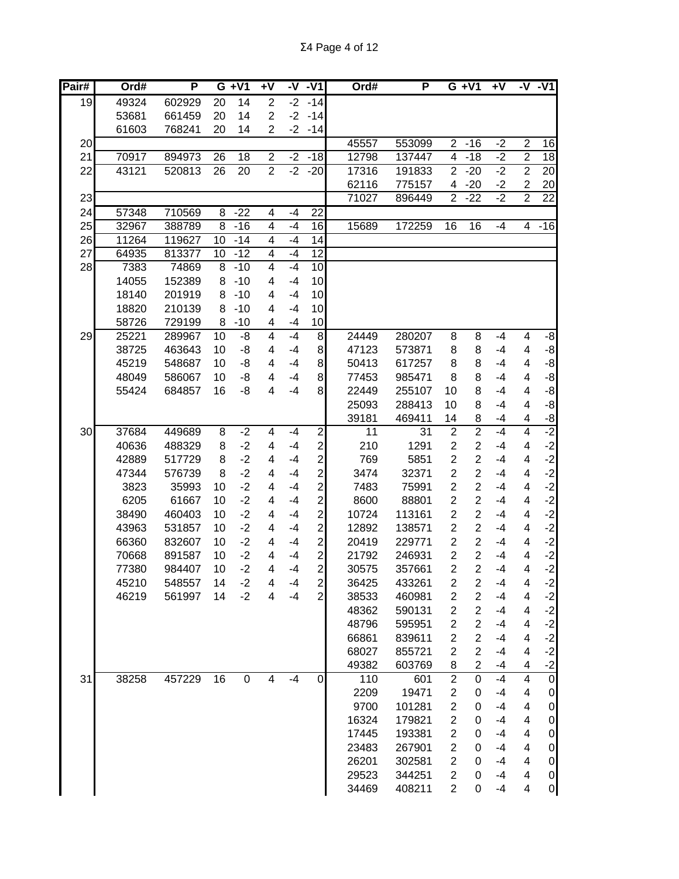| Pair# | Ord# | P | G | +V1 | +V | -V | -V1 | Ord# | P | G | +V1 | +V | -V | -V1 |
|---|---|---|---|---|---|---|---|---|---|---|---|---|---|---|
| 19 | 49324 | 602929 | 20 | 14 | 2 | -2 | -14 | | | | | | | |
| | 53681 | 661459 | 20 | 14 | 2 | -2 | -14 | | | | | | | |
| | 61603 | 768241 | 20 | 14 | 2 | -2 | -14 | | | | | | | |
| 20 | | | | | | | | 45557 | 553099 | 2 | -16 | -2 | 2 | 16 |
| 21 | 70917 | 894973 | 26 | 18 | 2 | -2 | -18 | 12798 | 137447 | 4 | -18 | -2 | 2 | 18 |
| 22 | 43121 | 520813 | 26 | 20 | 2 | -2 | -20 | 17316 | 191833 | 2 | -20 | -2 | 2 | 20 |
| | | | | | | | | 62116 | 775157 | 4 | -20 | -2 | 2 | 20 |
| 23 | | | | | | | | 71027 | 896449 | 2 | -22 | -2 | 2 | 22 |
| 24 | 57348 | 710569 | 8 | -22 | 4 | -4 | 22 | | | | | | | |
| 25 | 32967 | 388789 | 8 | -16 | 4 | -4 | 16 | 15689 | 172259 | 16 | 16 | -4 | 4 | -16 |
| 26 | 11264 | 119627 | 10 | -14 | 4 | -4 | 14 | | | | | | | |
| 27 | 64935 | 813377 | 10 | -12 | 4 | -4 | 12 | | | | | | | |
| 28 | 7383 | 74869 | 8 | -10 | 4 | -4 | 10 | | | | | | | |
| | 14055 | 152389 | 8 | -10 | 4 | -4 | 10 | | | | | | | |
| | 18140 | 201919 | 8 | -10 | 4 | -4 | 10 | | | | | | | |
| | 18820 | 210139 | 8 | -10 | 4 | -4 | 10 | | | | | | | |
| | 58726 | 729199 | 8 | -10 | 4 | -4 | 10 | | | | | | | |
| 29 | 25221 | 289967 | 10 | -8 | 4 | -4 | 8 | 24449 | 280207 | 8 | 8 | -4 | 4 | -8 |
| | 38725 | 463643 | 10 | -8 | 4 | -4 | 8 | 47123 | 573871 | 8 | 8 | -4 | 4 | -8 |
| | 45219 | 548687 | 10 | -8 | 4 | -4 | 8 | 50413 | 617257 | 8 | 8 | -4 | 4 | -8 |
| | 48049 | 586067 | 10 | -8 | 4 | -4 | 8 | 77453 | 985471 | 8 | 8 | -4 | 4 | -8 |
| | 55424 | 684857 | 16 | -8 | 4 | -4 | 8 | 22449 | 255107 | 10 | 8 | -4 | 4 | -8 |
| | | | | | | | | 25093 | 288413 | 10 | 8 | -4 | 4 | -8 |
| | | | | | | | | 39181 | 469411 | 14 | 8 | -4 | 4 | -8 |
| 30 | 37684 | 449689 | 8 | -2 | 4 | -4 | 2 | 11 | 31 | 2 | 2 | -4 | 4 | -2 |
| | 40636 | 488329 | 8 | -2 | 4 | -4 | 2 | 210 | 1291 | 2 | 2 | -4 | 4 | -2 |
| | 42889 | 517729 | 8 | -2 | 4 | -4 | 2 | 769 | 5851 | 2 | 2 | -4 | 4 | -2 |
| | 47344 | 576739 | 8 | -2 | 4 | -4 | 2 | 3474 | 32371 | 2 | 2 | -4 | 4 | -2 |
| | 3823 | 35993 | 10 | -2 | 4 | -4 | 2 | 7483 | 75991 | 2 | 2 | -4 | 4 | -2 |
| | 6205 | 61667 | 10 | -2 | 4 | -4 | 2 | 8600 | 88801 | 2 | 2 | -4 | 4 | -2 |
| | 38490 | 460403 | 10 | -2 | 4 | -4 | 2 | 10724 | 113161 | 2 | 2 | -4 | 4 | -2 |
| | 43963 | 531857 | 10 | -2 | 4 | -4 | 2 | 12892 | 138571 | 2 | 2 | -4 | 4 | -2 |
| | 66360 | 832607 | 10 | -2 | 4 | -4 | 2 | 20419 | 229771 | 2 | 2 | -4 | 4 | -2 |
| | 70668 | 891587 | 10 | -2 | 4 | -4 | 2 | 21792 | 246931 | 2 | 2 | -4 | 4 | -2 |
| | 77380 | 984407 | 10 | -2 | 4 | -4 | 2 | 30575 | 357661 | 2 | 2 | -4 | 4 | -2 |
| | 45210 | 548557 | 14 | -2 | 4 | -4 | 2 | 36425 | 433261 | 2 | 2 | -4 | 4 | -2 |
| | 46219 | 561997 | 14 | -2 | 4 | -4 | 2 | 38533 | 460981 | 2 | 2 | -4 | 4 | -2 |
| | | | | | | | | 48362 | 590131 | 2 | 2 | -4 | 4 | -2 |
| | | | | | | | | 48796 | 595951 | 2 | 2 | -4 | 4 | -2 |
| | | | | | | | | 66861 | 839611 | 2 | 2 | -4 | 4 | -2 |
| | | | | | | | | 68027 | 855721 | 2 | 2 | -4 | 4 | -2 |
| | | | | | | | | 49382 | 603769 | 8 | 2 | -4 | 4 | -2 |
| 31 | 38258 | 457229 | 16 | 0 | 4 | -4 | 0 | 110 | 601 | 2 | 0 | -4 | 4 | 0 |
| | | | | | | | | 2209 | 19471 | 2 | 0 | -4 | 4 | 0 |
| | | | | | | | | 9700 | 101281 | 2 | 0 | -4 | 4 | 0 |
| | | | | | | | | 16324 | 179821 | 2 | 0 | -4 | 4 | 0 |
| | | | | | | | | 17445 | 193381 | 2 | 0 | -4 | 4 | 0 |
| | | | | | | | | 23483 | 267901 | 2 | 0 | -4 | 4 | 0 |
| | | | | | | | | 26201 | 302581 | 2 | 0 | -4 | 4 | 0 |
| | | | | | | | | 29523 | 344251 | 2 | 0 | -4 | 4 | 0 |
| | | | | | | | | 34469 | 408211 | 2 | 0 | -4 | 4 | 0 |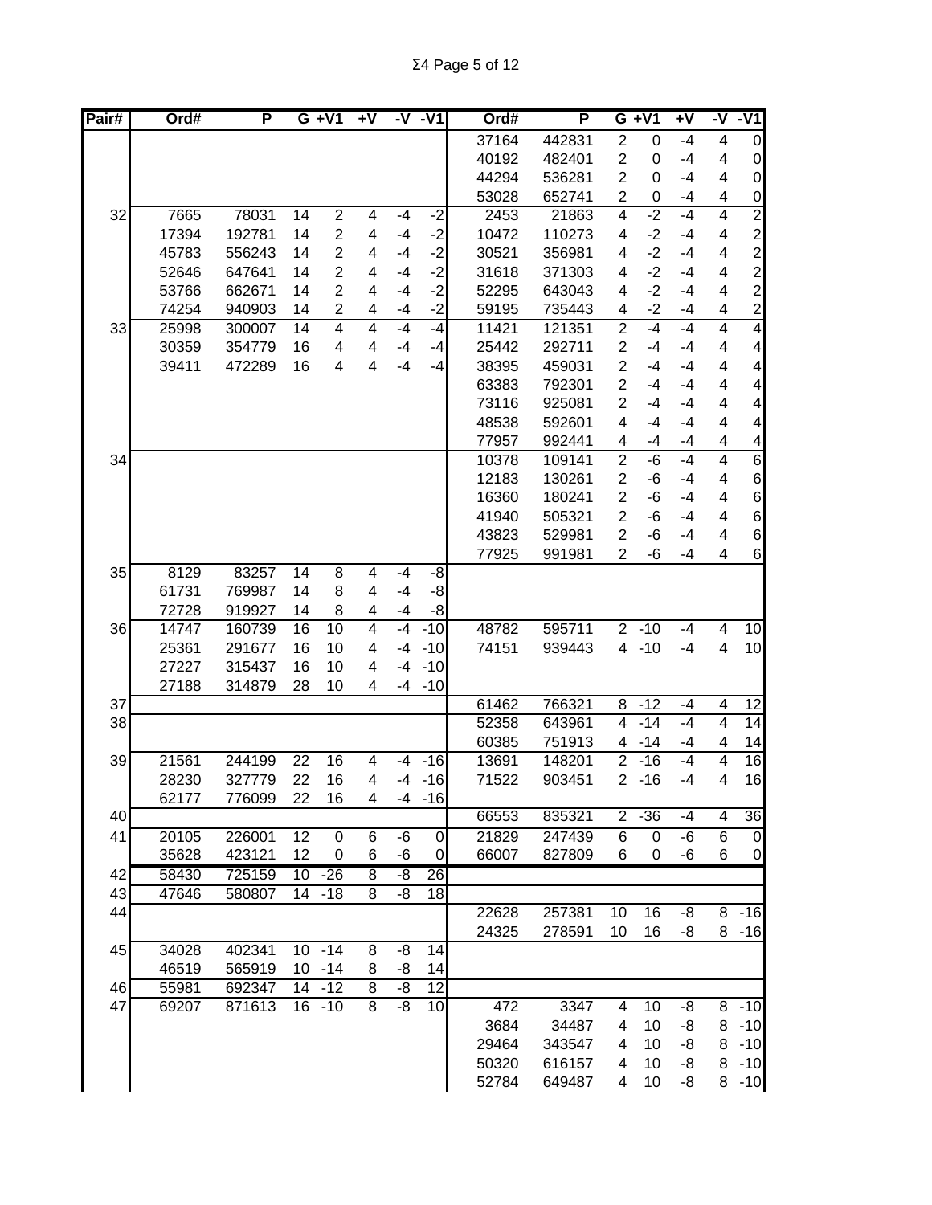Σ4 Page 5 of 12

| Pair# | Ord# | P | G | +V1 | +V | -V | -V1 | Ord# | P | G | +V1 | +V | -V | -V1 |
|---|---|---|---|---|---|---|---|---|---|---|---|---|---|---|
| | | | | | | | | 37164 | 442831 | 2 | 0 | -4 | 4 | 0 |
| | | | | | | | | 40192 | 482401 | 2 | 0 | -4 | 4 | 0 |
| | | | | | | | | 44294 | 536281 | 2 | 0 | -4 | 4 | 0 |
| | | | | | | | | 53028 | 652741 | 2 | 0 | -4 | 4 | 0 |
| 32 | 7665 | 78031 | 14 | 2 | 4 | -4 | -2 | 2453 | 21863 | 4 | -2 | -4 | 4 | 2 |
| | 17394 | 192781 | 14 | 2 | 4 | -4 | -2 | 10472 | 110273 | 4 | -2 | -4 | 4 | 2 |
| | 45783 | 556243 | 14 | 2 | 4 | -4 | -2 | 30521 | 356981 | 4 | -2 | -4 | 4 | 2 |
| | 52646 | 647641 | 14 | 2 | 4 | -4 | -2 | 31618 | 371303 | 4 | -2 | -4 | 4 | 2 |
| | 53766 | 662671 | 14 | 2 | 4 | -4 | -2 | 52295 | 643043 | 4 | -2 | -4 | 4 | 2 |
| | 74254 | 940903 | 14 | 2 | 4 | -4 | -2 | 59195 | 735443 | 4 | -2 | -4 | 4 | 2 |
| 33 | 25998 | 300007 | 14 | 4 | 4 | -4 | -4 | 11421 | 121351 | 2 | -4 | -4 | 4 | 4 |
| | 30359 | 354779 | 16 | 4 | 4 | -4 | -4 | 25442 | 292711 | 2 | -4 | -4 | 4 | 4 |
| | 39411 | 472289 | 16 | 4 | 4 | -4 | -4 | 38395 | 459031 | 2 | -4 | -4 | 4 | 4 |
| | | | | | | | | 63383 | 792301 | 2 | -4 | -4 | 4 | 4 |
| | | | | | | | | 73116 | 925081 | 2 | -4 | -4 | 4 | 4 |
| | | | | | | | | 48538 | 592601 | 4 | -4 | -4 | 4 | 4 |
| | | | | | | | | 77957 | 992441 | 4 | -4 | -4 | 4 | 4 |
| 34 | | | | | | | | 10378 | 109141 | 2 | -6 | -4 | 4 | 6 |
| | | | | | | | | 12183 | 130261 | 2 | -6 | -4 | 4 | 6 |
| | | | | | | | | 16360 | 180241 | 2 | -6 | -4 | 4 | 6 |
| | | | | | | | | 41940 | 505321 | 2 | -6 | -4 | 4 | 6 |
| | | | | | | | | 43823 | 529981 | 2 | -6 | -4 | 4 | 6 |
| | | | | | | | | 77925 | 991981 | 2 | -6 | -4 | 4 | 6 |
| 35 | 8129 | 83257 | 14 | 8 | 4 | -4 | -8 | | | | | | | |
| | 61731 | 769987 | 14 | 8 | 4 | -4 | -8 | | | | | | | |
| | 72728 | 919927 | 14 | 8 | 4 | -4 | -8 | | | | | | | |
| 36 | 14747 | 160739 | 16 | 10 | 4 | -4 | -10 | 48782 | 595711 | 2 | -10 | -4 | 4 | 10 |
| | 25361 | 291677 | 16 | 10 | 4 | -4 | -10 | 74151 | 939443 | 4 | -10 | -4 | 4 | 10 |
| | 27227 | 315437 | 16 | 10 | 4 | -4 | -10 | | | | | | | |
| | 27188 | 314879 | 28 | 10 | 4 | -4 | -10 | | | | | | | |
| 37 | | | | | | | | 61462 | 766321 | 8 | -12 | -4 | 4 | 12 |
| 38 | | | | | | | | 52358 | 643961 | 4 | -14 | -4 | 4 | 14 |
| | | | | | | | | 60385 | 751913 | 4 | -14 | -4 | 4 | 14 |
| 39 | 21561 | 244199 | 22 | 16 | 4 | -4 | -16 | 13691 | 148201 | 2 | -16 | -4 | 4 | 16 |
| | 28230 | 327779 | 22 | 16 | 4 | -4 | -16 | 71522 | 903451 | 2 | -16 | -4 | 4 | 16 |
| | 62177 | 776099 | 22 | 16 | 4 | -4 | -16 | | | | | | | |
| 40 | | | | | | | | 66553 | 835321 | 2 | -36 | -4 | 4 | 36 |
| 41 | 20105 | 226001 | 12 | 0 | 6 | -6 | 0 | 21829 | 247439 | 6 | 0 | -6 | 6 | 0 |
| | 35628 | 423121 | 12 | 0 | 6 | -6 | 0 | 66007 | 827809 | 6 | 0 | -6 | 6 | 0 |
| 42 | 58430 | 725159 | 10 | -26 | 8 | -8 | 26 | | | | | | | |
| 43 | 47646 | 580807 | 14 | -18 | 8 | -8 | 18 | | | | | | | |
| 44 | | | | | | | | 22628 | 257381 | 10 | 16 | -8 | 8 | -16 |
| | | | | | | | | 24325 | 278591 | 10 | 16 | -8 | 8 | -16 |
| 45 | 34028 | 402341 | 10 | -14 | 8 | -8 | 14 | | | | | | | |
| | 46519 | 565919 | 10 | -14 | 8 | -8 | 14 | | | | | | | |
| 46 | 55981 | 692347 | 14 | -12 | 8 | -8 | 12 | | | | | | | |
| 47 | 69207 | 871613 | 16 | -10 | 8 | -8 | 10 | 472 | 3347 | 4 | 10 | -8 | 8 | -10 |
| | | | | | | | | 3684 | 34487 | 4 | 10 | -8 | 8 | -10 |
| | | | | | | | | 29464 | 343547 | 4 | 10 | -8 | 8 | -10 |
| | | | | | | | | 50320 | 616157 | 4 | 10 | -8 | 8 | -10 |
| | | | | | | | | 52784 | 649487 | 4 | 10 | -8 | 8 | -10 |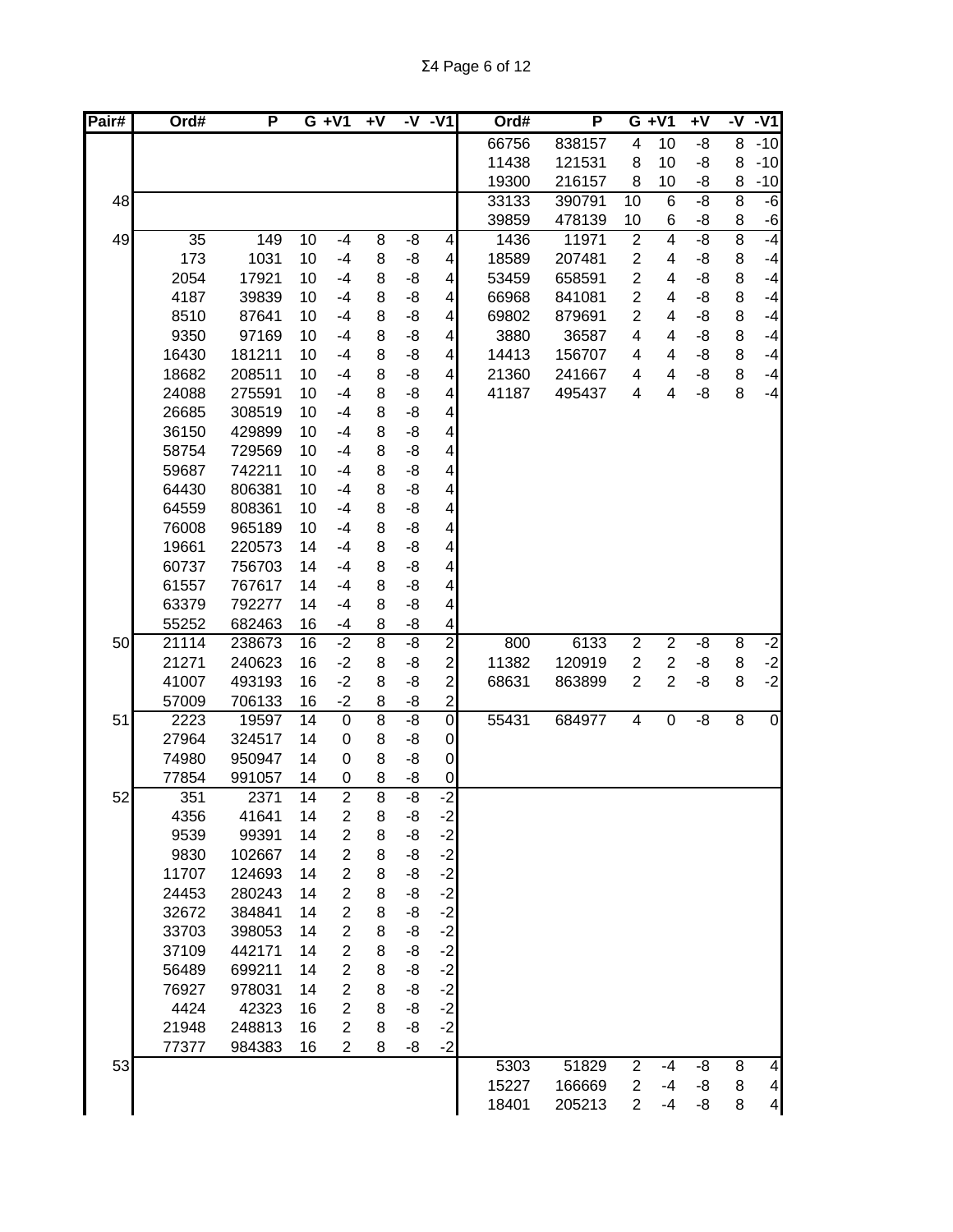| Pair# | Ord# | P | G | +V1 | +V | -V | -V1 | Ord# | P | G | +V1 | +V | -V | -V1 |
|---|---|---|---|---|---|---|---|---|---|---|---|---|---|---|
| | | | | | | | | 66756 | 838157 | 4 | 10 | -8 | 8 | -10 |
| | | | | | | | | 11438 | 121531 | 8 | 10 | -8 | 8 | -10 |
| | | | | | | | | 19300 | 216157 | 8 | 10 | -8 | 8 | -10 |
| 48 | | | | | | | | 33133 | 390791 | 10 | 6 | -8 | 8 | -6 |
| | | | | | | | | 39859 | 478139 | 10 | 6 | -8 | 8 | -6 |
| 49 | 35 | 149 | 10 | -4 | 8 | -8 | 4 | 1436 | 11971 | 2 | 4 | -8 | 8 | -4 |
| | 173 | 1031 | 10 | -4 | 8 | -8 | 4 | 18589 | 207481 | 2 | 4 | -8 | 8 | -4 |
| | 2054 | 17921 | 10 | -4 | 8 | -8 | 4 | 53459 | 658591 | 2 | 4 | -8 | 8 | -4 |
| | 4187 | 39839 | 10 | -4 | 8 | -8 | 4 | 66968 | 841081 | 2 | 4 | -8 | 8 | -4 |
| | 8510 | 87641 | 10 | -4 | 8 | -8 | 4 | 69802 | 879691 | 2 | 4 | -8 | 8 | -4 |
| | 9350 | 97169 | 10 | -4 | 8 | -8 | 4 | 3880 | 36587 | 4 | 4 | -8 | 8 | -4 |
| | 16430 | 181211 | 10 | -4 | 8 | -8 | 4 | 14413 | 156707 | 4 | 4 | -8 | 8 | -4 |
| | 18682 | 208511 | 10 | -4 | 8 | -8 | 4 | 21360 | 241667 | 4 | 4 | -8 | 8 | -4 |
| | 24088 | 275591 | 10 | -4 | 8 | -8 | 4 | 41187 | 495437 | 4 | 4 | -8 | 8 | -4 |
| | 26685 | 308519 | 10 | -4 | 8 | -8 | 4 | | | | | | | |
| | 36150 | 429899 | 10 | -4 | 8 | -8 | 4 | | | | | | | |
| | 58754 | 729569 | 10 | -4 | 8 | -8 | 4 | | | | | | | |
| | 59687 | 742211 | 10 | -4 | 8 | -8 | 4 | | | | | | | |
| | 64430 | 806381 | 10 | -4 | 8 | -8 | 4 | | | | | | | |
| | 64559 | 808361 | 10 | -4 | 8 | -8 | 4 | | | | | | | |
| | 76008 | 965189 | 10 | -4 | 8 | -8 | 4 | | | | | | | |
| | 19661 | 220573 | 14 | -4 | 8 | -8 | 4 | | | | | | | |
| | 60737 | 756703 | 14 | -4 | 8 | -8 | 4 | | | | | | | |
| | 61557 | 767617 | 14 | -4 | 8 | -8 | 4 | | | | | | | |
| | 63379 | 792277 | 14 | -4 | 8 | -8 | 4 | | | | | | | |
| | 55252 | 682463 | 16 | -4 | 8 | -8 | 4 | | | | | | | |
| 50 | 21114 | 238673 | 16 | -2 | 8 | -8 | 2 | 800 | 6133 | 2 | 2 | -8 | 8 | -2 |
| | 21271 | 240623 | 16 | -2 | 8 | -8 | 2 | 11382 | 120919 | 2 | 2 | -8 | 8 | -2 |
| | 41007 | 493193 | 16 | -2 | 8 | -8 | 2 | 68631 | 863899 | 2 | 2 | -8 | 8 | -2 |
| | 57009 | 706133 | 16 | -2 | 8 | -8 | 2 | | | | | | | |
| 51 | 2223 | 19597 | 14 | 0 | 8 | -8 | 0 | 55431 | 684977 | 4 | 0 | -8 | 8 | 0 |
| | 27964 | 324517 | 14 | 0 | 8 | -8 | 0 | | | | | | | |
| | 74980 | 950947 | 14 | 0 | 8 | -8 | 0 | | | | | | | |
| | 77854 | 991057 | 14 | 0 | 8 | -8 | 0 | | | | | | | |
| 52 | 351 | 2371 | 14 | 2 | 8 | -8 | -2 | | | | | | | |
| | 4356 | 41641 | 14 | 2 | 8 | -8 | -2 | | | | | | | |
| | 9539 | 99391 | 14 | 2 | 8 | -8 | -2 | | | | | | | |
| | 9830 | 102667 | 14 | 2 | 8 | -8 | -2 | | | | | | | |
| | 11707 | 124693 | 14 | 2 | 8 | -8 | -2 | | | | | | | |
| | 24453 | 280243 | 14 | 2 | 8 | -8 | -2 | | | | | | | |
| | 32672 | 384841 | 14 | 2 | 8 | -8 | -2 | | | | | | | |
| | 33703 | 398053 | 14 | 2 | 8 | -8 | -2 | | | | | | | |
| | 37109 | 442171 | 14 | 2 | 8 | -8 | -2 | | | | | | | |
| | 56489 | 699211 | 14 | 2 | 8 | -8 | -2 | | | | | | | |
| | 76927 | 978031 | 14 | 2 | 8 | -8 | -2 | | | | | | | |
| | 4424 | 42323 | 16 | 2 | 8 | -8 | -2 | | | | | | | |
| | 21948 | 248813 | 16 | 2 | 8 | -8 | -2 | | | | | | | |
| | 77377 | 984383 | 16 | 2 | 8 | -8 | -2 | | | | | | | |
| 53 | | | | | | | | 5303 | 51829 | 2 | -4 | -8 | 8 | 4 |
| | | | | | | | | 15227 | 166669 | 2 | -4 | -8 | 8 | 4 |
| | | | | | | | | 18401 | 205213 | 2 | -4 | -8 | 8 | 4 |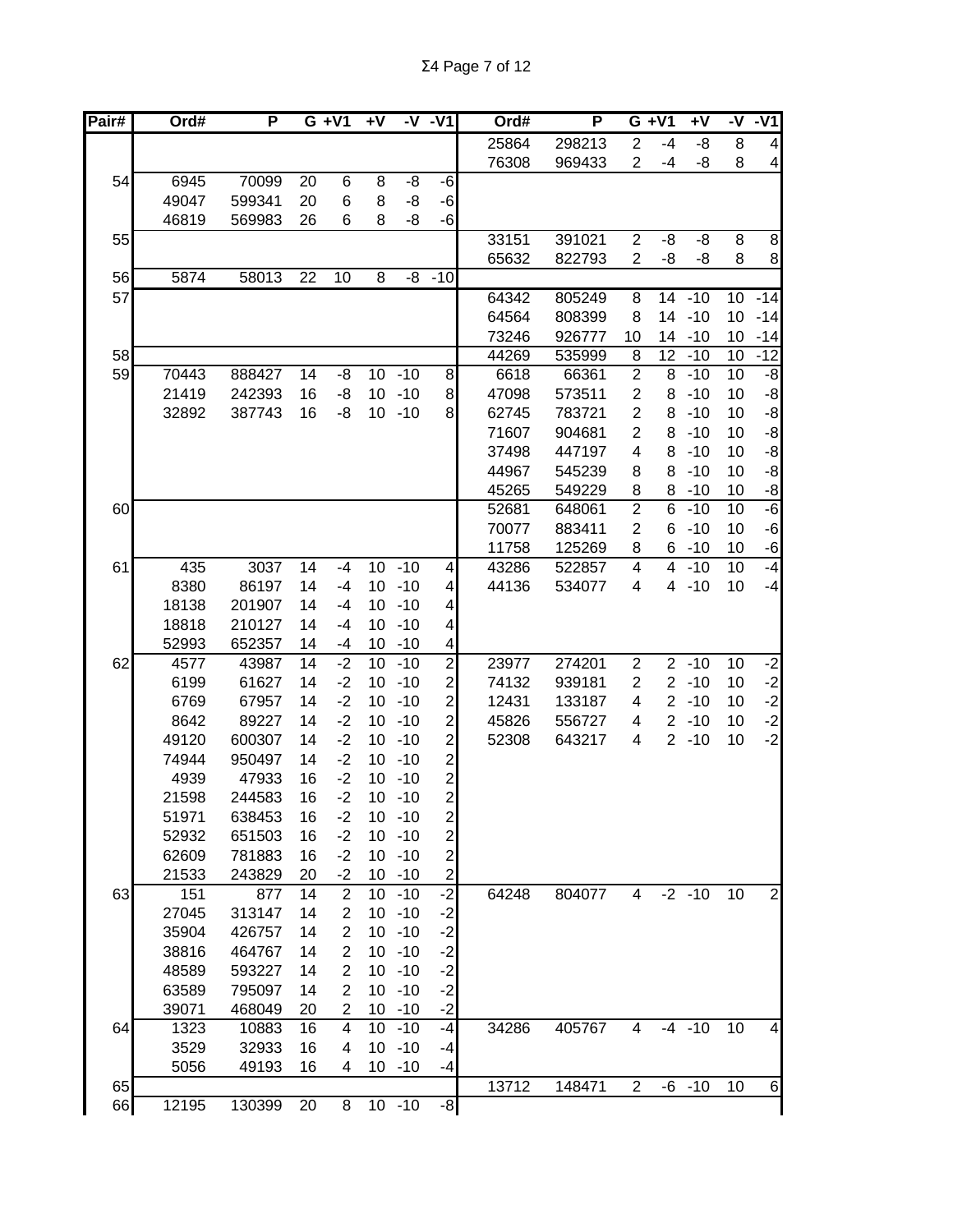| Pair# | Ord# | P | G | +V1 | +V | -V | -V1 | Ord# | P | G | +V1 | +V | -V | -V1 |
|---|---|---|---|---|---|---|---|---|---|---|---|---|---|---|
| | | | | | | | | 25864 | 298213 | 2 | -4 | -8 | 8 | 4 |
| | | | | | | | | 76308 | 969433 | 2 | -4 | -8 | 8 | 4 |
| 54 | 6945 | 70099 | 20 | 6 | 8 | -8 | -6 | | | | | | | |
| | 49047 | 599341 | 20 | 6 | 8 | -8 | -6 | | | | | | | |
| | 46819 | 569983 | 26 | 6 | 8 | -8 | -6 | | | | | | | |
| 55 | | | | | | | | 33151 | 391021 | 2 | -8 | -8 | 8 | 8 |
| | | | | | | | | 65632 | 822793 | 2 | -8 | -8 | 8 | 8 |
| 56 | 5874 | 58013 | 22 | 10 | 8 | -8 | -10 | | | | | | | |
| 57 | | | | | | | | 64342 | 805249 | 8 | 14 | -10 | 10 | -14 |
| | | | | | | | | 64564 | 808399 | 8 | 14 | -10 | 10 | -14 |
| | | | | | | | | 73246 | 926777 | 10 | 14 | -10 | 10 | -14 |
| 58 | | | | | | | | 44269 | 535999 | 8 | 12 | -10 | 10 | -12 |
| 59 | 70443 | 888427 | 14 | -8 | 10 | -10 | 8 | 6618 | 66361 | 2 | 8 | -10 | 10 | -8 |
| | 21419 | 242393 | 16 | -8 | 10 | -10 | 8 | 47098 | 573511 | 2 | 8 | -10 | 10 | -8 |
| | 32892 | 387743 | 16 | -8 | 10 | -10 | 8 | 62745 | 783721 | 2 | 8 | -10 | 10 | -8 |
| | | | | | | | | 71607 | 904681 | 2 | 8 | -10 | 10 | -8 |
| | | | | | | | | 37498 | 447197 | 4 | 8 | -10 | 10 | -8 |
| | | | | | | | | 44967 | 545239 | 8 | 8 | -10 | 10 | -8 |
| | | | | | | | | 45265 | 549229 | 8 | 8 | -10 | 10 | -8 |
| 60 | | | | | | | | 52681 | 648061 | 2 | 6 | -10 | 10 | -6 |
| | | | | | | | | 70077 | 883411 | 2 | 6 | -10 | 10 | -6 |
| | | | | | | | | 11758 | 125269 | 8 | 6 | -10 | 10 | -6 |
| 61 | 435 | 3037 | 14 | -4 | 10 | -10 | 4 | 43286 | 522857 | 4 | 4 | -10 | 10 | -4 |
| | 8380 | 86197 | 14 | -4 | 10 | -10 | 4 | 44136 | 534077 | 4 | 4 | -10 | 10 | -4 |
| | 18138 | 201907 | 14 | -4 | 10 | -10 | 4 | | | | | | | |
| | 18818 | 210127 | 14 | -4 | 10 | -10 | 4 | | | | | | | |
| | 52993 | 652357 | 14 | -4 | 10 | -10 | 4 | | | | | | | |
| 62 | 4577 | 43987 | 14 | -2 | 10 | -10 | 2 | 23977 | 274201 | 2 | 2 | -10 | 10 | -2 |
| | 6199 | 61627 | 14 | -2 | 10 | -10 | 2 | 74132 | 939181 | 2 | 2 | -10 | 10 | -2 |
| | 6769 | 67957 | 14 | -2 | 10 | -10 | 2 | 12431 | 133187 | 4 | 2 | -10 | 10 | -2 |
| | 8642 | 89227 | 14 | -2 | 10 | -10 | 2 | 45826 | 556727 | 4 | 2 | -10 | 10 | -2 |
| | 49120 | 600307 | 14 | -2 | 10 | -10 | 2 | 52308 | 643217 | 4 | 2 | -10 | 10 | -2 |
| | 74944 | 950497 | 14 | -2 | 10 | -10 | 2 | | | | | | | |
| | 4939 | 47933 | 16 | -2 | 10 | -10 | 2 | | | | | | | |
| | 21598 | 244583 | 16 | -2 | 10 | -10 | 2 | | | | | | | |
| | 51971 | 638453 | 16 | -2 | 10 | -10 | 2 | | | | | | | |
| | 52932 | 651503 | 16 | -2 | 10 | -10 | 2 | | | | | | | |
| | 62609 | 781883 | 16 | -2 | 10 | -10 | 2 | | | | | | | |
| | 21533 | 243829 | 20 | -2 | 10 | -10 | 2 | | | | | | | |
| 63 | 151 | 877 | 14 | 2 | 10 | -10 | -2 | 64248 | 804077 | 4 | -2 | -10 | 10 | 2 |
| | 27045 | 313147 | 14 | 2 | 10 | -10 | -2 | | | | | | | |
| | 35904 | 426757 | 14 | 2 | 10 | -10 | -2 | | | | | | | |
| | 38816 | 464767 | 14 | 2 | 10 | -10 | -2 | | | | | | | |
| | 48589 | 593227 | 14 | 2 | 10 | -10 | -2 | | | | | | | |
| | 63589 | 795097 | 14 | 2 | 10 | -10 | -2 | | | | | | | |
| | 39071 | 468049 | 20 | 2 | 10 | -10 | -2 | | | | | | | |
| 64 | 1323 | 10883 | 16 | 4 | 10 | -10 | -4 | 34286 | 405767 | 4 | -4 | -10 | 10 | 4 |
| | 3529 | 32933 | 16 | 4 | 10 | -10 | -4 | | | | | | | |
| | 5056 | 49193 | 16 | 4 | 10 | -10 | -4 | | | | | | | |
| 65 | | | | | | | | 13712 | 148471 | 2 | -6 | -10 | 10 | 6 |
| 66 | 12195 | 130399 | 20 | 8 | 10 | -10 | -8 | | | | | | | |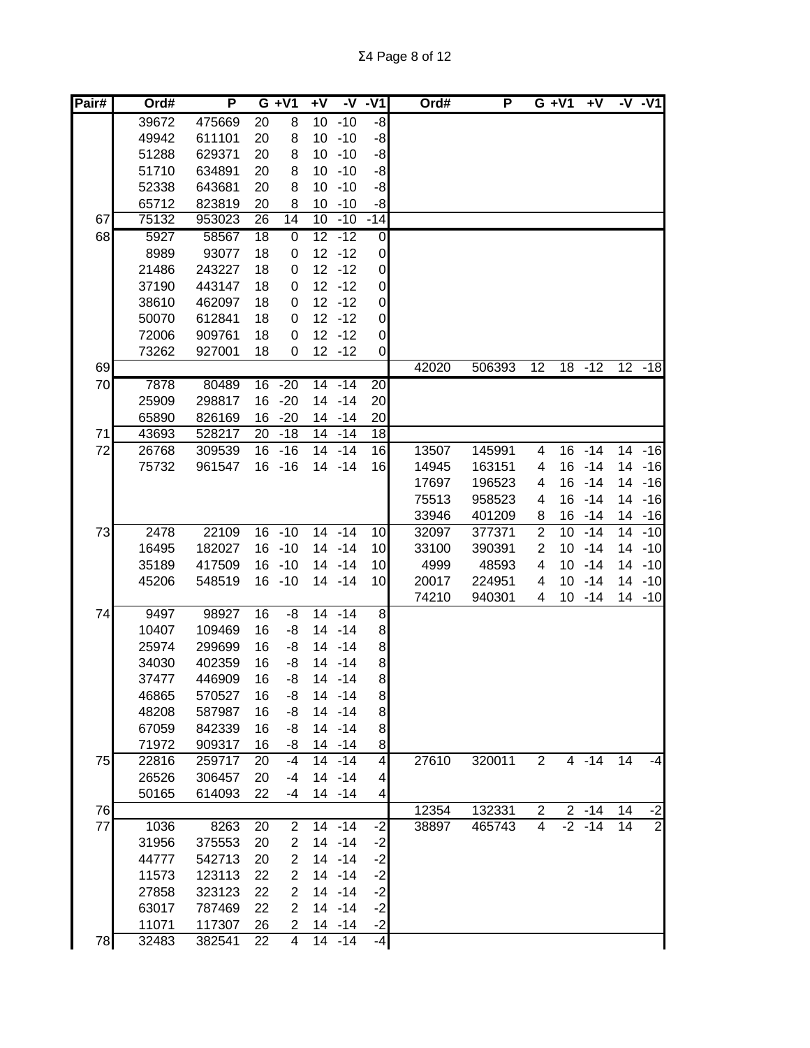| Pair# | Ord# | P | G | +V1 | +V | -V | -V1 | Ord# | P | G | +V1 | +V | -V | -V1 |
|---|---|---|---|---|---|---|---|---|---|---|---|---|---|---|
| | 39672 | 475669 | 20 | 8 | 10 | -10 | -8 | | | | | | | |
| | 49942 | 611101 | 20 | 8 | 10 | -10 | -8 | | | | | | | |
| | 51288 | 629371 | 20 | 8 | 10 | -10 | -8 | | | | | | | |
| | 51710 | 634891 | 20 | 8 | 10 | -10 | -8 | | | | | | | |
| | 52338 | 643681 | 20 | 8 | 10 | -10 | -8 | | | | | | | |
| | 65712 | 823819 | 20 | 8 | 10 | -10 | -8 | | | | | | | |
| 67 | 75132 | 953023 | 26 | 14 | 10 | -10 | -14 | | | | | | | |
| 68 | 5927 | 58567 | 18 | 0 | 12 | -12 | 0 | | | | | | | |
| | 8989 | 93077 | 18 | 0 | 12 | -12 | 0 | | | | | | | |
| | 21486 | 243227 | 18 | 0 | 12 | -12 | 0 | | | | | | | |
| | 37190 | 443147 | 18 | 0 | 12 | -12 | 0 | | | | | | | |
| | 38610 | 462097 | 18 | 0 | 12 | -12 | 0 | | | | | | | |
| | 50070 | 612841 | 18 | 0 | 12 | -12 | 0 | | | | | | | |
| | 72006 | 909761 | 18 | 0 | 12 | -12 | 0 | | | | | | | |
| | 73262 | 927001 | 18 | 0 | 12 | -12 | 0 | | | | | | | |
| 69 | | | | | | | | 42020 | 506393 | 12 | 18 | -12 | 12 | -18 |
| 70 | 7878 | 80489 | 16 | -20 | 14 | -14 | 20 | | | | | | | |
| | 25909 | 298817 | 16 | -20 | 14 | -14 | 20 | | | | | | | |
| | 65890 | 826169 | 16 | -20 | 14 | -14 | 20 | | | | | | | |
| 71 | 43693 | 528217 | 20 | -18 | 14 | -14 | 18 | | | | | | | |
| 72 | 26768 | 309539 | 16 | -16 | 14 | -14 | 16 | 13507 | 145991 | 4 | 16 | -14 | 14 | -16 |
| | 75732 | 961547 | 16 | -16 | 14 | -14 | 16 | 14945 | 163151 | 4 | 16 | -14 | 14 | -16 |
| | | | | | | | | 17697 | 196523 | 4 | 16 | -14 | 14 | -16 |
| | | | | | | | | 75513 | 958523 | 4 | 16 | -14 | 14 | -16 |
| | | | | | | | | 33946 | 401209 | 8 | 16 | -14 | 14 | -16 |
| 73 | 2478 | 22109 | 16 | -10 | 14 | -14 | 10 | 32097 | 377371 | 2 | 10 | -14 | 14 | -10 |
| | 16495 | 182027 | 16 | -10 | 14 | -14 | 10 | 33100 | 390391 | 2 | 10 | -14 | 14 | -10 |
| | 35189 | 417509 | 16 | -10 | 14 | -14 | 10 | 4999 | 48593 | 4 | 10 | -14 | 14 | -10 |
| | 45206 | 548519 | 16 | -10 | 14 | -14 | 10 | 20017 | 224951 | 4 | 10 | -14 | 14 | -10 |
| | | | | | | | | 74210 | 940301 | 4 | 10 | -14 | 14 | -10 |
| 74 | 9497 | 98927 | 16 | -8 | 14 | -14 | 8 | | | | | | | |
| | 10407 | 109469 | 16 | -8 | 14 | -14 | 8 | | | | | | | |
| | 25974 | 299699 | 16 | -8 | 14 | -14 | 8 | | | | | | | |
| | 34030 | 402359 | 16 | -8 | 14 | -14 | 8 | | | | | | | |
| | 37477 | 446909 | 16 | -8 | 14 | -14 | 8 | | | | | | | |
| | 46865 | 570527 | 16 | -8 | 14 | -14 | 8 | | | | | | | |
| | 48208 | 587987 | 16 | -8 | 14 | -14 | 8 | | | | | | | |
| | 67059 | 842339 | 16 | -8 | 14 | -14 | 8 | | | | | | | |
| | 71972 | 909317 | 16 | -8 | 14 | -14 | 8 | | | | | | | |
| 75 | 22816 | 259717 | 20 | -4 | 14 | -14 | 4 | 27610 | 320011 | 2 | 4 | -14 | 14 | -4 |
| | 26526 | 306457 | 20 | -4 | 14 | -14 | 4 | | | | | | | |
| | 50165 | 614093 | 22 | -4 | 14 | -14 | 4 | | | | | | | |
| 76 | | | | | | | | 12354 | 132331 | 2 | 2 | -14 | 14 | -2 |
| 77 | 1036 | 8263 | 20 | 2 | 14 | -14 | -2 | 38897 | 465743 | 4 | -2 | -14 | 14 | 2 |
| | 31956 | 375553 | 20 | 2 | 14 | -14 | -2 | | | | | | | |
| | 44777 | 542713 | 20 | 2 | 14 | -14 | -2 | | | | | | | |
| | 11573 | 123113 | 22 | 2 | 14 | -14 | -2 | | | | | | | |
| | 27858 | 323123 | 22 | 2 | 14 | -14 | -2 | | | | | | | |
| | 63017 | 787469 | 22 | 2 | 14 | -14 | -2 | | | | | | | |
| | 11071 | 117307 | 26 | 2 | 14 | -14 | -2 | | | | | | | |
| 78 | 32483 | 382541 | 22 | 4 | 14 | -14 | -4 | | | | | | | |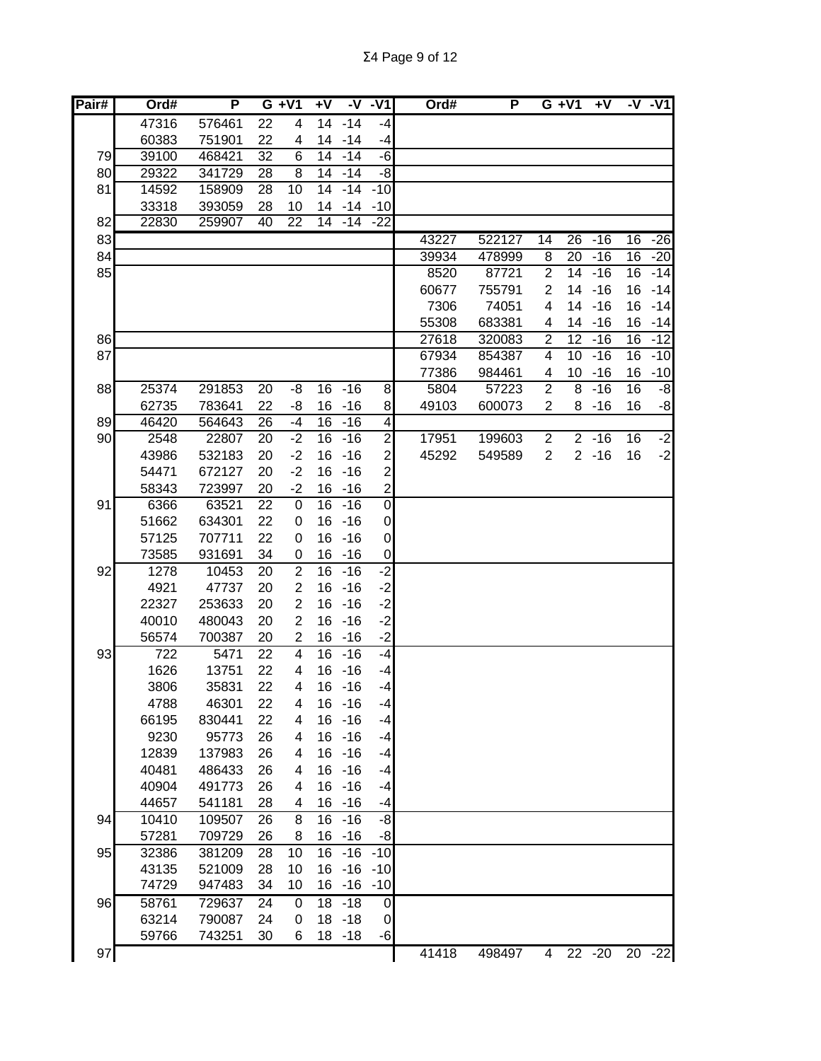Σ4 Page 9 of 12

| Pair# | Ord# | P | G | +V1 | +V | -V | -V1 | Ord# | P | G | +V1 | +V | -V | -V1 |
|---|---|---|---|---|---|---|---|---|---|---|---|---|---|---|
| | 47316 | 576461 | 22 | 4 | 14 | -14 | -4 | | | | | | | |
| | 60383 | 751901 | 22 | 4 | 14 | -14 | -4 | | | | | | | |
| 79 | 39100 | 468421 | 32 | 6 | 14 | -14 | -6 | | | | | | | |
| 80 | 29322 | 341729 | 28 | 8 | 14 | -14 | -8 | | | | | | | |
| 81 | 14592 | 158909 | 28 | 10 | 14 | -14 | -10 | | | | | | | |
| | 33318 | 393059 | 28 | 10 | 14 | -14 | -10 | | | | | | | |
| 82 | 22830 | 259907 | 40 | 22 | 14 | -14 | -22 | | | | | | | |
| 83 | | | | | | | | 43227 | 522127 | 14 | 26 | -16 | 16 | -26 |
| 84 | | | | | | | | 39934 | 478999 | 8 | 20 | -16 | 16 | -20 |
| 85 | | | | | | | | 8520 | 87721 | 2 | 14 | -16 | 16 | -14 |
| | | | | | | | | 60677 | 755791 | 2 | 14 | -16 | 16 | -14 |
| | | | | | | | | 7306 | 74051 | 4 | 14 | -16 | 16 | -14 |
| | | | | | | | | 55308 | 683381 | 4 | 14 | -16 | 16 | -14 |
| 86 | | | | | | | | 27618 | 320083 | 2 | 12 | -16 | 16 | -12 |
| 87 | | | | | | | | 67934 | 854387 | 4 | 10 | -16 | 16 | -10 |
| | | | | | | | | 77386 | 984461 | 4 | 10 | -16 | 16 | -10 |
| 88 | 25374 | 291853 | 20 | -8 | 16 | -16 | 8 | 5804 | 57223 | 2 | 8 | -16 | 16 | -8 |
| | 62735 | 783641 | 22 | -8 | 16 | -16 | 8 | 49103 | 600073 | 2 | 8 | -16 | 16 | -8 |
| 89 | 46420 | 564643 | 26 | -4 | 16 | -16 | 4 | | | | | | | |
| 90 | 2548 | 22807 | 20 | -2 | 16 | -16 | 2 | 17951 | 199603 | 2 | 2 | -16 | 16 | -2 |
| | 43986 | 532183 | 20 | -2 | 16 | -16 | 2 | 45292 | 549589 | 2 | 2 | -16 | 16 | -2 |
| | 54471 | 672127 | 20 | -2 | 16 | -16 | 2 | | | | | | | |
| | 58343 | 723997 | 20 | -2 | 16 | -16 | 2 | | | | | | | |
| 91 | 6366 | 63521 | 22 | 0 | 16 | -16 | 0 | | | | | | | |
| | 51662 | 634301 | 22 | 0 | 16 | -16 | 0 | | | | | | | |
| | 57125 | 707711 | 22 | 0 | 16 | -16 | 0 | | | | | | | |
| | 73585 | 931691 | 34 | 0 | 16 | -16 | 0 | | | | | | | |
| 92 | 1278 | 10453 | 20 | 2 | 16 | -16 | -2 | | | | | | | |
| | 4921 | 47737 | 20 | 2 | 16 | -16 | -2 | | | | | | | |
| | 22327 | 253633 | 20 | 2 | 16 | -16 | -2 | | | | | | | |
| | 40010 | 480043 | 20 | 2 | 16 | -16 | -2 | | | | | | | |
| | 56574 | 700387 | 20 | 2 | 16 | -16 | -2 | | | | | | | |
| 93 | 722 | 5471 | 22 | 4 | 16 | -16 | -4 | | | | | | | |
| | 1626 | 13751 | 22 | 4 | 16 | -16 | -4 | | | | | | | |
| | 3806 | 35831 | 22 | 4 | 16 | -16 | -4 | | | | | | | |
| | 4788 | 46301 | 22 | 4 | 16 | -16 | -4 | | | | | | | |
| | 66195 | 830441 | 22 | 4 | 16 | -16 | -4 | | | | | | | |
| | 9230 | 95773 | 26 | 4 | 16 | -16 | -4 | | | | | | | |
| | 12839 | 137983 | 26 | 4 | 16 | -16 | -4 | | | | | | | |
| | 40481 | 486433 | 26 | 4 | 16 | -16 | -4 | | | | | | | |
| | 40904 | 491773 | 26 | 4 | 16 | -16 | -4 | | | | | | | |
| | 44657 | 541181 | 28 | 4 | 16 | -16 | -4 | | | | | | | |
| 94 | 10410 | 109507 | 26 | 8 | 16 | -16 | -8 | | | | | | | |
| | 57281 | 709729 | 26 | 8 | 16 | -16 | -8 | | | | | | | |
| 95 | 32386 | 381209 | 28 | 10 | 16 | -16 | -10 | | | | | | | |
| | 43135 | 521009 | 28 | 10 | 16 | -16 | -10 | | | | | | | |
| | 74729 | 947483 | 34 | 10 | 16 | -16 | -10 | | | | | | | |
| 96 | 58761 | 729637 | 24 | 0 | 18 | -18 | 0 | | | | | | | |
| | 63214 | 790087 | 24 | 0 | 18 | -18 | 0 | | | | | | | |
| | 59766 | 743251 | 30 | 6 | 18 | -18 | -6 | | | | | | | |
| 97 | | | | | | | | 41418 | 498497 | 4 | 22 | -20 | 20 | -22 |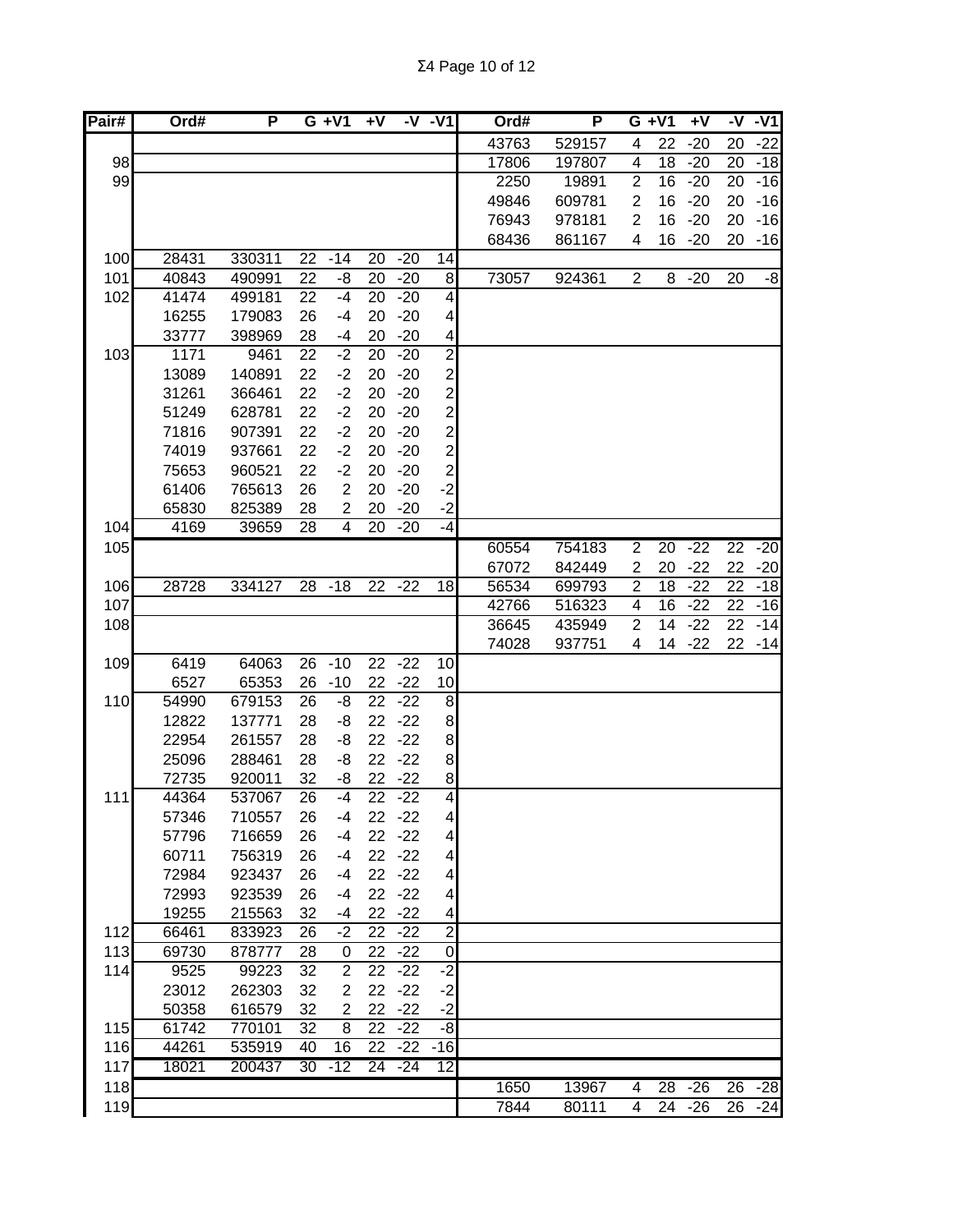| Pair# | Ord# | P | G | +V1 | +V | -V | -V1 | Ord# | P | G | +V1 | +V | -V | -V1 |
|---|---|---|---|---|---|---|---|---|---|---|---|---|---|---|
| | | | | | | | | 43763 | 529157 | 4 | 22 | -20 | 20 | -22 |
| 98 | | | | | | | | 17806 | 197807 | 4 | 18 | -20 | 20 | -18 |
| 99 | | | | | | | | 2250 | 19891 | 2 | 16 | -20 | 20 | -16 |
| | | | | | | | | 49846 | 609781 | 2 | 16 | -20 | 20 | -16 |
| | | | | | | | | 76943 | 978181 | 2 | 16 | -20 | 20 | -16 |
| | | | | | | | | 68436 | 861167 | 4 | 16 | -20 | 20 | -16 |
| 100 | 28431 | 330311 | 22 | -14 | 20 | -20 | 14 | | | | | | | |
| 101 | 40843 | 490991 | 22 | -8 | 20 | -20 | 8 | 73057 | 924361 | 2 | 8 | -20 | 20 | -8 |
| 102 | 41474 | 499181 | 22 | -4 | 20 | -20 | 4 | | | | | | | |
| | 16255 | 179083 | 26 | -4 | 20 | -20 | 4 | | | | | | | |
| | 33777 | 398969 | 28 | -4 | 20 | -20 | 4 | | | | | | | |
| 103 | 1171 | 9461 | 22 | -2 | 20 | -20 | 2 | | | | | | | |
| | 13089 | 140891 | 22 | -2 | 20 | -20 | 2 | | | | | | | |
| | 31261 | 366461 | 22 | -2 | 20 | -20 | 2 | | | | | | | |
| | 51249 | 628781 | 22 | -2 | 20 | -20 | 2 | | | | | | | |
| | 71816 | 907391 | 22 | -2 | 20 | -20 | 2 | | | | | | | |
| | 74019 | 937661 | 22 | -2 | 20 | -20 | 2 | | | | | | | |
| | 75653 | 960521 | 22 | -2 | 20 | -20 | 2 | | | | | | | |
| | 61406 | 765613 | 26 | 2 | 20 | -20 | -2 | | | | | | | |
| | 65830 | 825389 | 28 | 2 | 20 | -20 | -2 | | | | | | | |
| 104 | 4169 | 39659 | 28 | 4 | 20 | -20 | -4 | | | | | | | |
| 105 | | | | | | | | 60554 | 754183 | 2 | 20 | -22 | 22 | -20 |
| | | | | | | | | 67072 | 842449 | 2 | 20 | -22 | 22 | -20 |
| 106 | 28728 | 334127 | 28 | -18 | 22 | -22 | 18 | 56534 | 699793 | 2 | 18 | -22 | 22 | -18 |
| 107 | | | | | | | | 42766 | 516323 | 4 | 16 | -22 | 22 | -16 |
| 108 | | | | | | | | 36645 | 435949 | 2 | 14 | -22 | 22 | -14 |
| | | | | | | | | 74028 | 937751 | 4 | 14 | -22 | 22 | -14 |
| 109 | 6419 | 64063 | 26 | -10 | 22 | -22 | 10 | | | | | | | |
| | 6527 | 65353 | 26 | -10 | 22 | -22 | 10 | | | | | | | |
| 110 | 54990 | 679153 | 26 | -8 | 22 | -22 | 8 | | | | | | | |
| | 12822 | 137771 | 28 | -8 | 22 | -22 | 8 | | | | | | | |
| | 22954 | 261557 | 28 | -8 | 22 | -22 | 8 | | | | | | | |
| | 25096 | 288461 | 28 | -8 | 22 | -22 | 8 | | | | | | | |
| | 72735 | 920011 | 32 | -8 | 22 | -22 | 8 | | | | | | | |
| 111 | 44364 | 537067 | 26 | -4 | 22 | -22 | 4 | | | | | | | |
| | 57346 | 710557 | 26 | -4 | 22 | -22 | 4 | | | | | | | |
| | 57796 | 716659 | 26 | -4 | 22 | -22 | 4 | | | | | | | |
| | 60711 | 756319 | 26 | -4 | 22 | -22 | 4 | | | | | | | |
| | 72984 | 923437 | 26 | -4 | 22 | -22 | 4 | | | | | | | |
| | 72993 | 923539 | 26 | -4 | 22 | -22 | 4 | | | | | | | |
| | 19255 | 215563 | 32 | -4 | 22 | -22 | 4 | | | | | | | |
| 112 | 66461 | 833923 | 26 | -2 | 22 | -22 | 2 | | | | | | | |
| 113 | 69730 | 878777 | 28 | 0 | 22 | -22 | 0 | | | | | | | |
| 114 | 9525 | 99223 | 32 | 2 | 22 | -22 | -2 | | | | | | | |
| | 23012 | 262303 | 32 | 2 | 22 | -22 | -2 | | | | | | | |
| | 50358 | 616579 | 32 | 2 | 22 | -22 | -2 | | | | | | | |
| 115 | 61742 | 770101 | 32 | 8 | 22 | -22 | -8 | | | | | | | |
| 116 | 44261 | 535919 | 40 | 16 | 22 | -22 | -16 | | | | | | | |
| 117 | 18021 | 200437 | 30 | -12 | 24 | -24 | 12 | | | | | | | |
| 118 | | | | | | | | 1650 | 13967 | 4 | 28 | -26 | 26 | -28 |
| 119 | | | | | | | | 7844 | 80111 | 4 | 24 | -26 | 26 | -24 |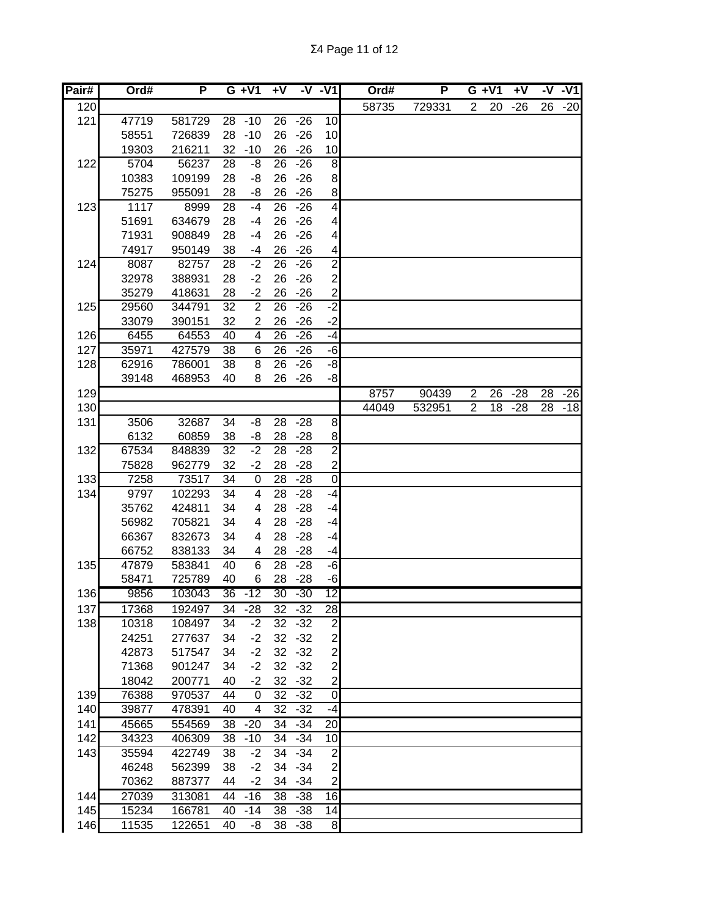Σ4

| Pair# | Ord# | P | G | +V1 | +V | -V | -V1 | Ord# | P | G | +V1 | +V | -V | -V1 |
|---|---|---|---|---|---|---|---|---|---|---|---|---|---|---|
| 120 | | | | | | | | 58735 | 729331 | 2 | 20 | -26 | 26 | -20 |
| 121 | 47719 | 581729 | 28 | -10 | 26 | -26 | 10 | | | | | | | |
| | 58551 | 726839 | 28 | -10 | 26 | -26 | 10 | | | | | | | |
| | 19303 | 216211 | 32 | -10 | 26 | -26 | 10 | | | | | | | |
| 122 | 5704 | 56237 | 28 | -8 | 26 | -26 | 8 | | | | | | | |
| | 10383 | 109199 | 28 | -8 | 26 | -26 | 8 | | | | | | | |
| | 75275 | 955091 | 28 | -8 | 26 | -26 | 8 | | | | | | | |
| 123 | 1117 | 8999 | 28 | -4 | 26 | -26 | 4 | | | | | | | |
| | 51691 | 634679 | 28 | -4 | 26 | -26 | 4 | | | | | | | |
| | 71931 | 908849 | 28 | -4 | 26 | -26 | 4 | | | | | | | |
| | 74917 | 950149 | 38 | -4 | 26 | -26 | 4 | | | | | | | |
| 124 | 8087 | 82757 | 28 | -2 | 26 | -26 | 2 | | | | | | | |
| | 32978 | 388931 | 28 | -2 | 26 | -26 | 2 | | | | | | | |
| | 35279 | 418631 | 28 | -2 | 26 | -26 | 2 | | | | | | | |
| 125 | 29560 | 344791 | 32 | 2 | 26 | -26 | -2 | | | | | | | |
| | 33079 | 390151 | 32 | 2 | 26 | -26 | -2 | | | | | | | |
| 126 | 6455 | 64553 | 40 | 4 | 26 | -26 | -4 | | | | | | | |
| 127 | 35971 | 427579 | 38 | 6 | 26 | -26 | -6 | | | | | | | |
| 128 | 62916 | 786001 | 38 | 8 | 26 | -26 | -8 | | | | | | | |
| | 39148 | 468953 | 40 | 8 | 26 | -26 | -8 | | | | | | | |
| 129 | | | | | | | | 8757 | 90439 | 2 | 26 | -28 | 28 | -26 |
| 130 | | | | | | | | 44049 | 532951 | 2 | 18 | -28 | 28 | -18 |
| 131 | 3506 | 32687 | 34 | -8 | 28 | -28 | 8 | | | | | | | |
| | 6132 | 60859 | 38 | -8 | 28 | -28 | 8 | | | | | | | |
| 132 | 67534 | 848839 | 32 | -2 | 28 | -28 | 2 | | | | | | | |
| | 75828 | 962779 | 32 | -2 | 28 | -28 | 2 | | | | | | | |
| 133 | 7258 | 73517 | 34 | 0 | 28 | -28 | 0 | | | | | | | |
| 134 | 9797 | 102293 | 34 | 4 | 28 | -28 | -4 | | | | | | | |
| | 35762 | 424811 | 34 | 4 | 28 | -28 | -4 | | | | | | | |
| | 56982 | 705821 | 34 | 4 | 28 | -28 | -4 | | | | | | | |
| | 66367 | 832673 | 34 | 4 | 28 | -28 | -4 | | | | | | | |
| | 66752 | 838133 | 34 | 4 | 28 | -28 | -4 | | | | | | | |
| 135 | 47879 | 583841 | 40 | 6 | 28 | -28 | -6 | | | | | | | |
| | 58471 | 725789 | 40 | 6 | 28 | -28 | -6 | | | | | | | |
| 136 | 9856 | 103043 | 36 | -12 | 30 | -30 | 12 | | | | | | | |
| 137 | 17368 | 192497 | 34 | -28 | 32 | -32 | 28 | | | | | | | |
| 138 | 10318 | 108497 | 34 | -2 | 32 | -32 | 2 | | | | | | | |
| | 24251 | 277637 | 34 | -2 | 32 | -32 | 2 | | | | | | | |
| | 42873 | 517547 | 34 | -2 | 32 | -32 | 2 | | | | | | | |
| | 71368 | 901247 | 34 | -2 | 32 | -32 | 2 | | | | | | | |
| | 18042 | 200771 | 40 | -2 | 32 | -32 | 2 | | | | | | | |
| 139 | 76388 | 970537 | 44 | 0 | 32 | -32 | 0 | | | | | | | |
| 140 | 39877 | 478391 | 40 | 4 | 32 | -32 | -4 | | | | | | | |
| 141 | 45665 | 554569 | 38 | -20 | 34 | -34 | 20 | | | | | | | |
| 142 | 34323 | 406309 | 38 | -10 | 34 | -34 | 10 | | | | | | | |
| 143 | 35594 | 422749 | 38 | -2 | 34 | -34 | 2 | | | | | | | |
| | 46248 | 562399 | 38 | -2 | 34 | -34 | 2 | | | | | | | |
| | 70362 | 887377 | 44 | -2 | 34 | -34 | 2 | | | | | | | |
| 144 | 27039 | 313081 | 44 | -16 | 38 | -38 | 16 | | | | | | | |
| 145 | 15234 | 166781 | 40 | -14 | 38 | -38 | 14 | | | | | | | |
| 146 | 11535 | 122651 | 40 | -8 | 38 | -38 | 8 | | | | | | | |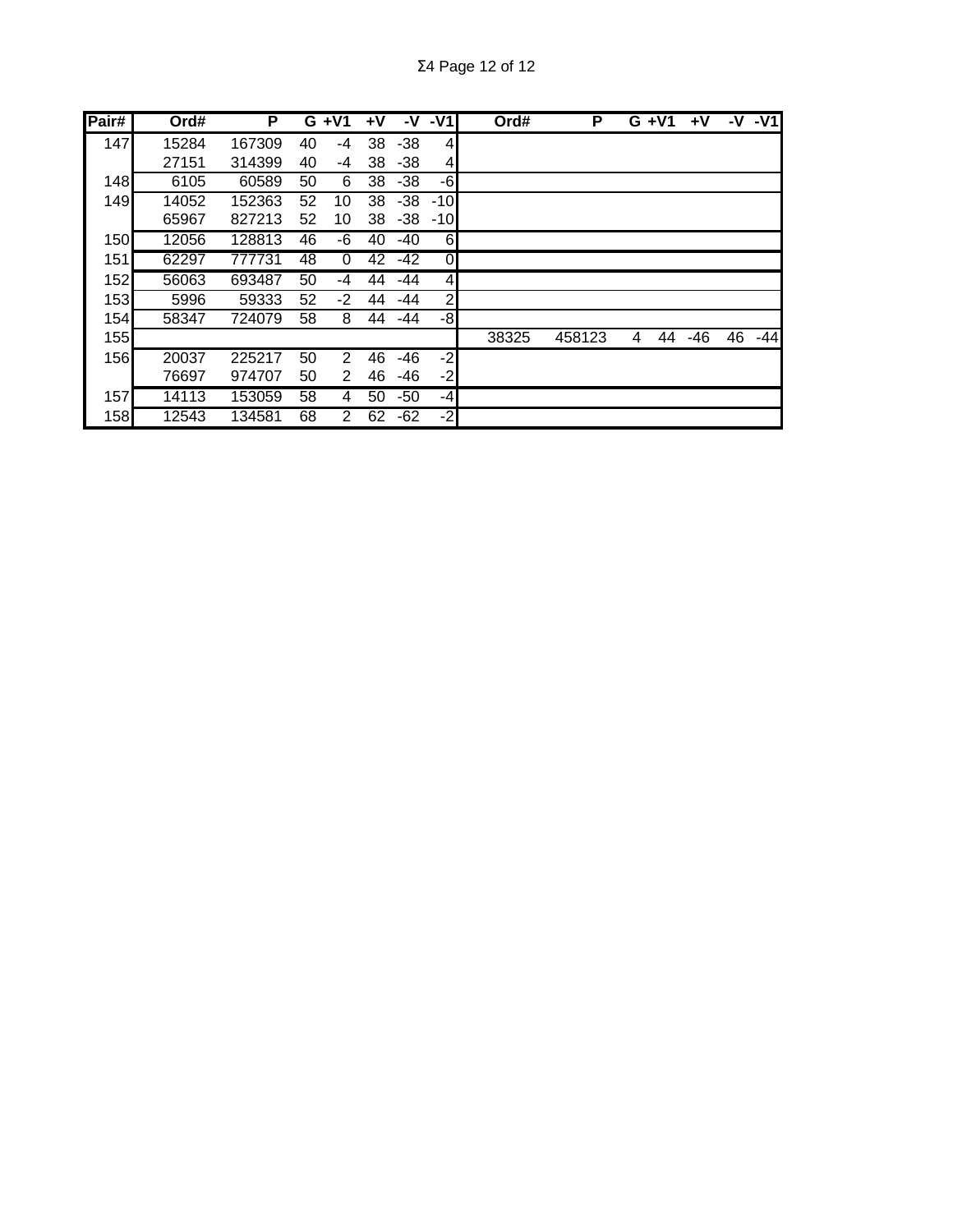| Pair# | Ord# | P | G | +V1 | +V | -V | -V1 | Ord# | P | G | +V1 | +V | -V | -V1 |
|---|---|---|---|---|---|---|---|---|---|---|---|---|---|---|
| 147 | 15284 | 167309 | 40 | -4 | 38 | -38 | 4 | | | | | | | |
| | 27151 | 314399 | 40 | -4 | 38 | -38 | 4 | | | | | | | |
| 148 | 6105 | 60589 | 50 | 6 | 38 | -38 | -6 | | | | | | | |
| 149 | 14052 | 152363 | 52 | 10 | 38 | -38 | -10 | | | | | | | |
| | 65967 | 827213 | 52 | 10 | 38 | -38 | -10 | | | | | | | |
| 150 | 12056 | 128813 | 46 | -6 | 40 | -40 | 6 | | | | | | | |
| 151 | 62297 | 777731 | 48 | 0 | 42 | -42 | 0 | | | | | | | |
| 152 | 56063 | 693487 | 50 | -4 | 44 | -44 | 4 | | | | | | | |
| 153 | 5996 | 59333 | 52 | -2 | 44 | -44 | 2 | | | | | | | |
| 154 | 58347 | 724079 | 58 | 8 | 44 | -44 | -8 | | | | | | | |
| 155 | | | | | | | | 38325 | 458123 | 4 | 44 | -46 | 46 | -44 |
| 156 | 20037 | 225217 | 50 | 2 | 46 | -46 | -2 | | | | | | | |
| | 76697 | 974707 | 50 | 2 | 46 | -46 | -2 | | | | | | | |
| 157 | 14113 | 153059 | 58 | 4 | 50 | -50 | -4 | | | | | | | |
| 158 | 12543 | 134581 | 68 | 2 | 62 | -62 | -2 | | | | | | | |